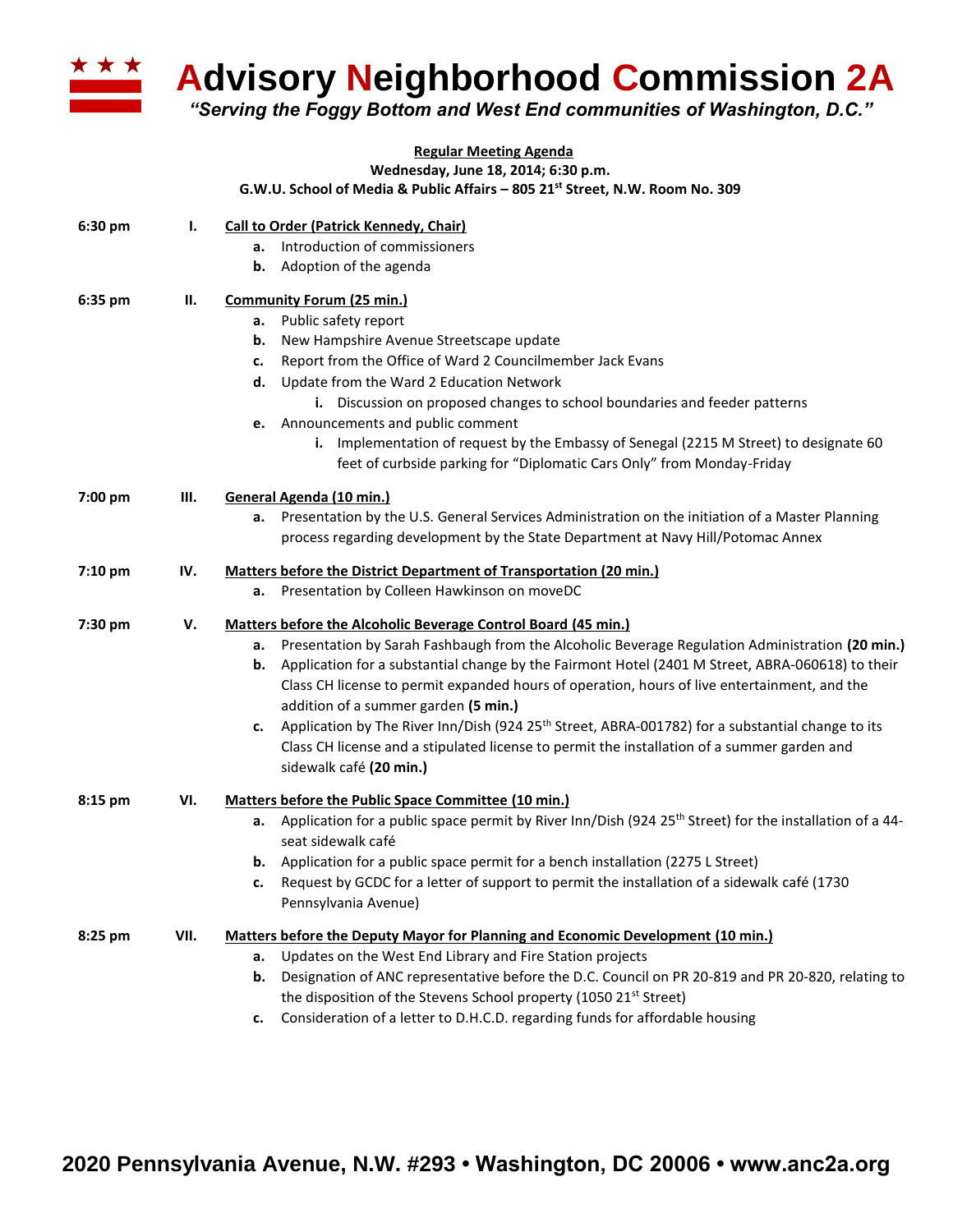# Advisory Neighborhood Commission 2A

*"Serving the Foggy Bottom and West End communities of Washington, D.C."*

**Regular Meeting Agenda**
**Wednesday, June 18, 2014; 6:30 p.m.**
**G.W.U. School of Media & Public Affairs – 805 21st Street, N.W. Room No. 309**

**6:30 pm** **I.** **Call to Order (Patrick Kennedy, Chair)**

- **a.** Introduction of commissioners
- **b.** Adoption of the agenda

**6:35 pm** **II.** **Community Forum (25 min.)**

- **a.** Public safety report
- **b.** New Hampshire Avenue Streetscape update
- **c.** Report from the Office of Ward 2 Councilmember Jack Evans
- **d.** Update from the Ward 2 Education Network
  - **i.** Discussion on proposed changes to school boundaries and feeder patterns
- **e.** Announcements and public comment
  - **i.** Implementation of request by the Embassy of Senegal (2215 M Street) to designate 60 feet of curbside parking for "Diplomatic Cars Only" from Monday-Friday

**7:00 pm** **III.** **General Agenda (10 min.)**

- **a.** Presentation by the U.S. General Services Administration on the initiation of a Master Planning process regarding development by the State Department at Navy Hill/Potomac Annex

**7:10 pm** **IV.** **Matters before the District Department of Transportation (20 min.)**

- **a.** Presentation by Colleen Hawkinson on moveDC

**7:30 pm** **V.** **Matters before the Alcoholic Beverage Control Board (45 min.)**

- **a.** Presentation by Sarah Fashbaugh from the Alcoholic Beverage Regulation Administration **(20 min.)**
- **b.** Application for a substantial change by the Fairmont Hotel (2401 M Street, ABRA-060618) to their Class CH license to permit expanded hours of operation, hours of live entertainment, and the addition of a summer garden **(5 min.)**
- **c.** Application by The River Inn/Dish (924 25th Street, ABRA-001782) for a substantial change to its Class CH license and a stipulated license to permit the installation of a summer garden and sidewalk café **(20 min.)**

**8:15 pm** **VI.** **Matters before the Public Space Committee (10 min.)**

- **a.** Application for a public space permit by River Inn/Dish (924 25th Street) for the installation of a 44-seat sidewalk café
- **b.** Application for a public space permit for a bench installation (2275 L Street)
- **c.** Request by GCDC for a letter of support to permit the installation of a sidewalk café (1730 Pennsylvania Avenue)

**8:25 pm** **VII.** **Matters before the Deputy Mayor for Planning and Economic Development (10 min.)**

- **a.** Updates on the West End Library and Fire Station projects
- **b.** Designation of ANC representative before the D.C. Council on PR 20-819 and PR 20-820, relating to the disposition of the Stevens School property (1050 21st Street)
- **c.** Consideration of a letter to D.H.C.D. regarding funds for affordable housing

**2020 Pennsylvania Avenue, N.W. #293 • Washington, DC 20006 • www.anc2a.org**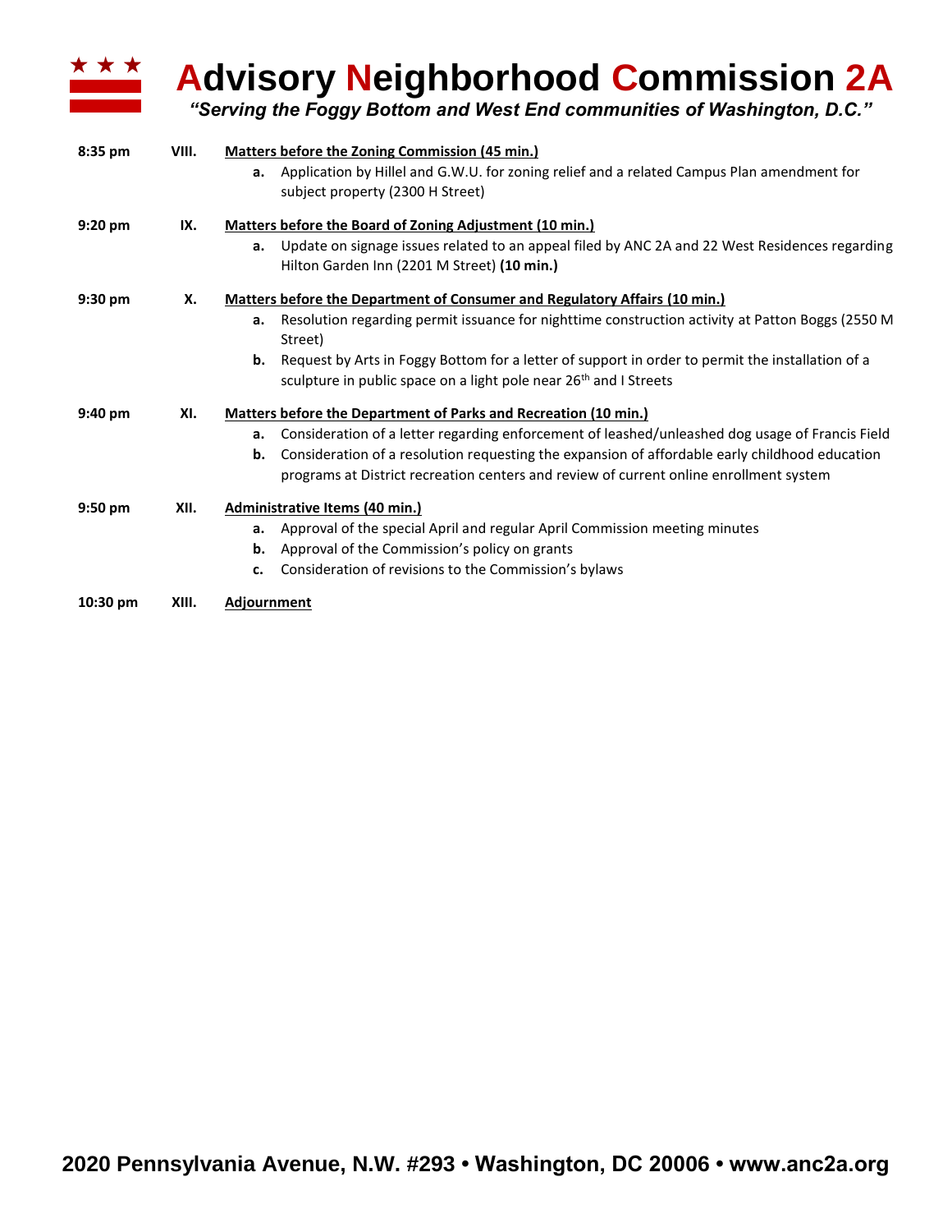| | | |
|---|---|---|
| **8:35 pm** | **VIII.** | **Matters before the Zoning Commission (45 min.)**<br>**a.** Application by Hillel and G.W.U. for zoning relief and a related Campus Plan amendment for subject property (2300 H Street) |
| **9:20 pm** | **IX.** | **Matters before the Board of Zoning Adjustment (10 min.)**<br>**a.** Update on signage issues related to an appeal filed by ANC 2A and 22 West Residences regarding Hilton Garden Inn (2201 M Street) **(10 min.)** |
| **9:30 pm** | **X.** | **Matters before the Department of Consumer and Regulatory Affairs (10 min.)**<br>**a.** Resolution regarding permit issuance for nighttime construction activity at Patton Boggs (2550 M Street)<br>**b.** Request by Arts in Foggy Bottom for a letter of support in order to permit the installation of a sculpture in public space on a light pole near 26th and I Streets |
| **9:40 pm** | **XI.** | **Matters before the Department of Parks and Recreation (10 min.)**<br>**a.** Consideration of a letter regarding enforcement of leashed/unleashed dog usage of Francis Field<br>**b.** Consideration of a resolution requesting the expansion of affordable early childhood education programs at District recreation centers and review of current online enrollment system |
| **9:50 pm** | **XII.** | **Administrative Items (40 min.)**<br>**a.** Approval of the special April and regular April Commission meeting minutes<br>**b.** Approval of the Commission's policy on grants<br>**c.** Consideration of revisions to the Commission's bylaws |
| **10:30 pm** | **XIII.** | **Adjournment** |